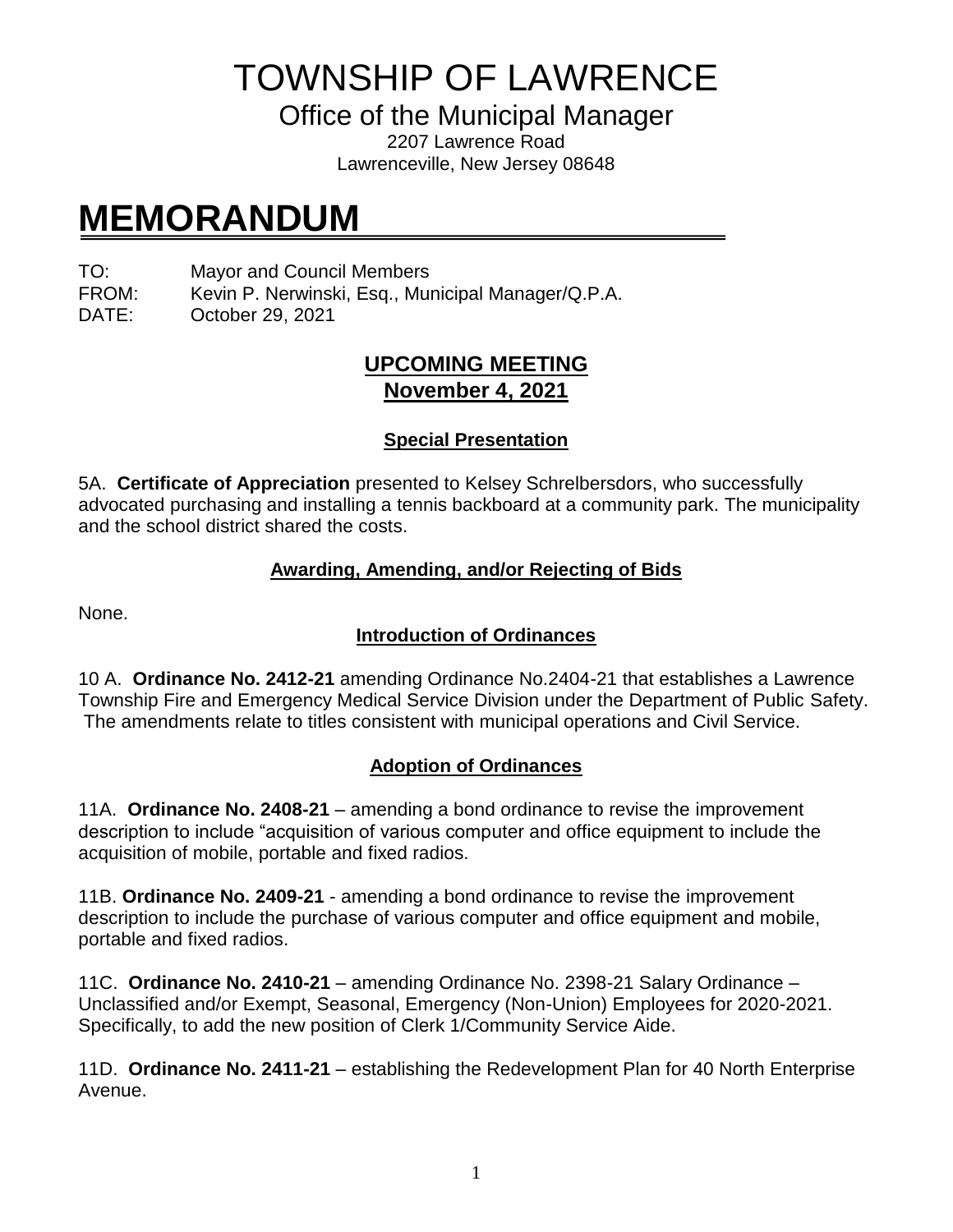# TOWNSHIP OF LAWRENCE

## Office of the Municipal Manager

2207 Lawrence Road
Lawrenceville, New Jersey 08648

# MEMORANDUM

TO: Mayor and Council Members
FROM: Kevin P. Nerwinski, Esq., Municipal Manager/Q.P.A.
DATE: October 29, 2021

## UPCOMING MEETING
## November 4, 2021

### Special Presentation

5A. **Certificate of Appreciation** presented to Kelsey Schrelbersdors, who successfully advocated purchasing and installing a tennis backboard at a community park. The municipality and the school district shared the costs.

### Awarding, Amending, and/or Rejecting of Bids

None.

### Introduction of Ordinances

10 A. **Ordinance No. 2412-21** amending Ordinance No.2404-21 that establishes a Lawrence Township Fire and Emergency Medical Service Division under the Department of Public Safety. The amendments relate to titles consistent with municipal operations and Civil Service.

### Adoption of Ordinances

11A. **Ordinance No. 2408-21** – amending a bond ordinance to revise the improvement description to include "acquisition of various computer and office equipment to include the acquisition of mobile, portable and fixed radios.

11B. **Ordinance No. 2409-21** - amending a bond ordinance to revise the improvement description to include the purchase of various computer and office equipment and mobile, portable and fixed radios.

11C. **Ordinance No. 2410-21** – amending Ordinance No. 2398-21 Salary Ordinance – Unclassified and/or Exempt, Seasonal, Emergency (Non-Union) Employees for 2020-2021. Specifically, to add the new position of Clerk 1/Community Service Aide.

11D. **Ordinance No. 2411-21** – establishing the Redevelopment Plan for 40 North Enterprise Avenue.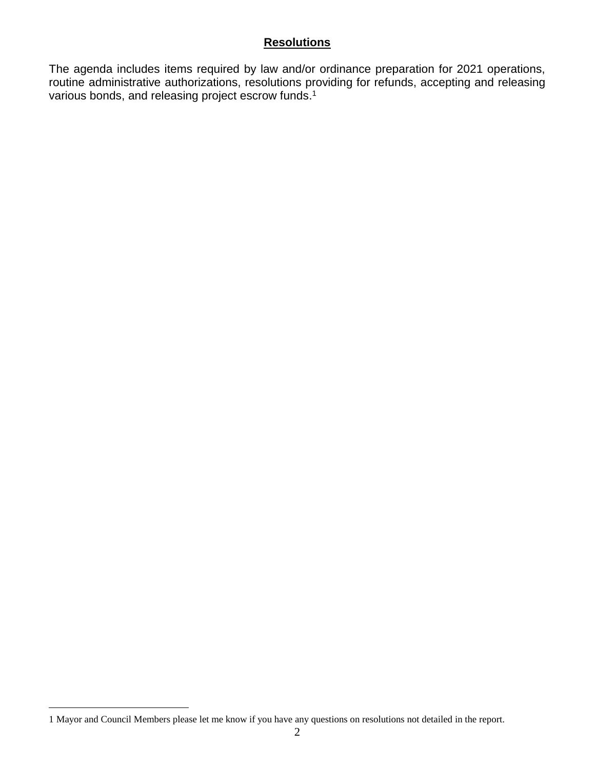## Resolutions

The agenda includes items required by law and/or ordinance preparation for 2021 operations, routine administrative authorizations, resolutions providing for refunds, accepting and releasing various bonds, and releasing project escrow funds.[1]

---

1 Mayor and Council Members please let me know if you have any questions on resolutions not detailed in the report.